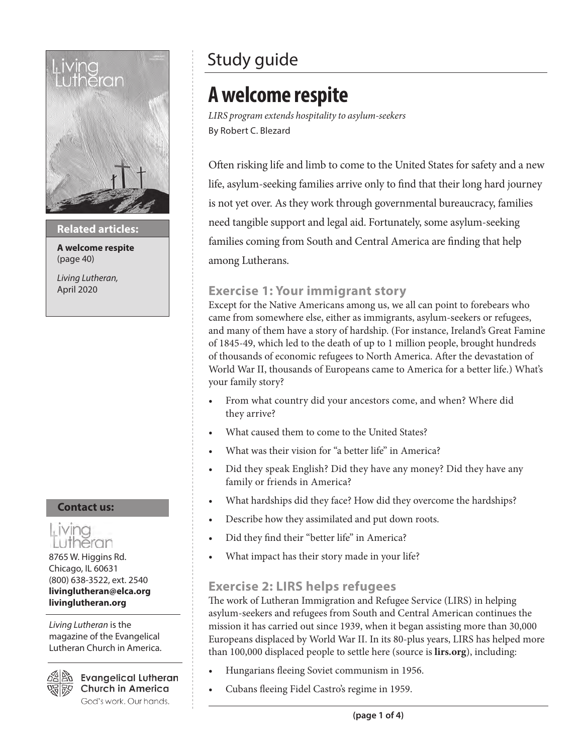# Study guide

## A welcome respite

*LIRS program extends hospitality to asylum-seekers*

By Robert C. Blezard

Often risking life and limb to come to the United States for safety and a new life, asylum-seeking families arrive only to find that their long hard journey is not yet over. As they work through governmental bureaucracy, families need tangible support and legal aid. Fortunately, some asylum-seeking families coming from South and Central America are finding that help among Lutherans.

### Exercise 1: Your immigrant story

Except for the Native Americans among us, we all can point to forebears who came from somewhere else, either as immigrants, asylum-seekers or refugees, and many of them have a story of hardship. (For instance, Ireland's Great Famine of 1845-49, which led to the death of up to 1 million people, brought hundreds of thousands of economic refugees to North America. After the devastation of World War II, thousands of Europeans came to America for a better life.) What's your family story?

- From what country did your ancestors come, and when? Where did they arrive?
- What caused them to come to the United States?
- What was their vision for "a better life" in America?
- Did they speak English? Did they have any money? Did they have any family or friends in America?
- What hardships did they face? How did they overcome the hardships?
- Describe how they assimilated and put down roots.
- Did they find their "better life" in America?
- What impact has their story made in your life?

### Exercise 2: LIRS helps refugees

The work of Lutheran Immigration and Refugee Service (LIRS) in helping asylum-seekers and refugees from South and Central American continues the mission it has carried out since 1939, when it began assisting more than 30,000 Europeans displaced by World War II. In its 80-plus years, LIRS has helped more than 100,000 displaced people to settle here (source is **lirs.org**), including:

- Hungarians fleeing Soviet communism in 1956.
- Cubans fleeing Fidel Castro's regime in 1959.

**Related articles:**

**A welcome respite** (page 40)

*Living Lutheran,* April 2020

**Contact us:**

Living Lutheran
8765 W. Higgins Rd.
Chicago, IL 60631
(800) 638-3522, ext. 2540
**livinglutheran@elca.org**
**livinglutheran.org**

*Living Lutheran* is the magazine of the Evangelical Lutheran Church in America.

Evangelical Lutheran Church in America
God's work. Our hands.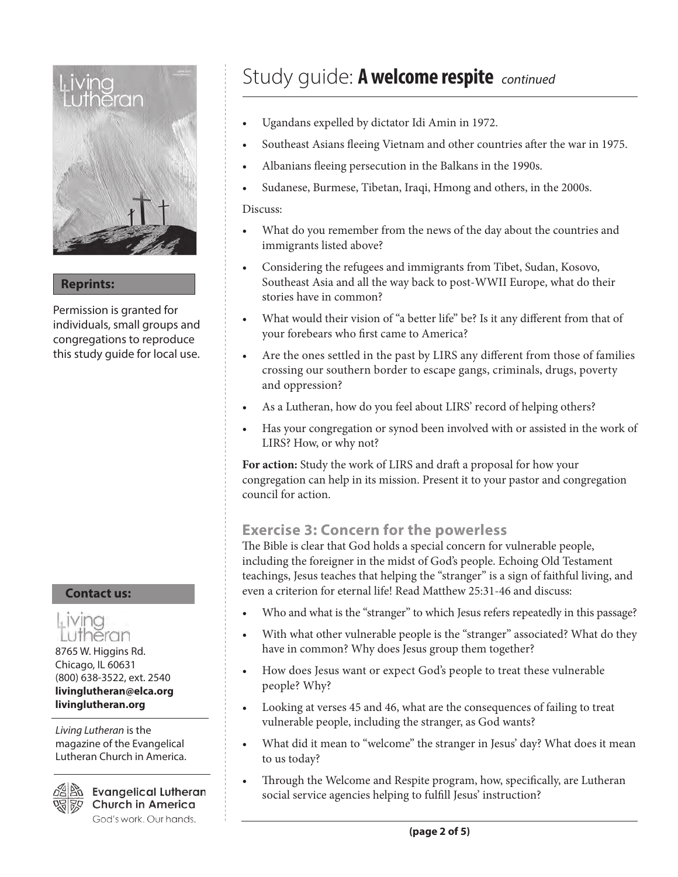# Study guide: **A welcome respite** *continued*

- Ugandans expelled by dictator Idi Amin in 1972.
- Southeast Asians fleeing Vietnam and other countries after the war in 1975.
- Albanians fleeing persecution in the Balkans in the 1990s.
- Sudanese, Burmese, Tibetan, Iraqi, Hmong and others, in the 2000s.

Discuss:

- What do you remember from the news of the day about the countries and immigrants listed above?
- Considering the refugees and immigrants from Tibet, Sudan, Kosovo, Southeast Asia and all the way back to post-WWII Europe, what do their stories have in common?
- What would their vision of "a better life" be? Is it any different from that of your forebears who first came to America?
- Are the ones settled in the past by LIRS any different from those of families crossing our southern border to escape gangs, criminals, drugs, poverty and oppression?
- As a Lutheran, how do you feel about LIRS' record of helping others?
- Has your congregation or synod been involved with or assisted in the work of LIRS? How, or why not?

**For action:** Study the work of LIRS and draft a proposal for how your congregation can help in its mission. Present it to your pastor and congregation council for action.

## Exercise 3: Concern for the powerless

The Bible is clear that God holds a special concern for vulnerable people, including the foreigner in the midst of God's people. Echoing Old Testament teachings, Jesus teaches that helping the "stranger" is a sign of faithful living, and even a criterion for eternal life! Read Matthew 25:31-46 and discuss:

- Who and what is the "stranger" to which Jesus refers repeatedly in this passage?
- With what other vulnerable people is the "stranger" associated? What do they have in common? Why does Jesus group them together?
- How does Jesus want or expect God's people to treat these vulnerable people? Why?
- Looking at verses 45 and 46, what are the consequences of failing to treat vulnerable people, including the stranger, as God wants?
- What did it mean to "welcome" the stranger in Jesus' day? What does it mean to us today?
- Through the Welcome and Respite program, how, specifically, are Lutheran social service agencies helping to fulfill Jesus' instruction?

**Reprints:**

Permission is granted for individuals, small groups and congregations to reproduce this study guide for local use.

**Contact us:**

Living Lutheran
8765 W. Higgins Rd.
Chicago, IL 60631
(800) 638-3522, ext. 2540
**livinglutheran@elca.org**
**livinglutheran.org**

*Living Lutheran* is the magazine of the Evangelical Lutheran Church in America.

Evangelical Lutheran Church in America
God's work. Our hands.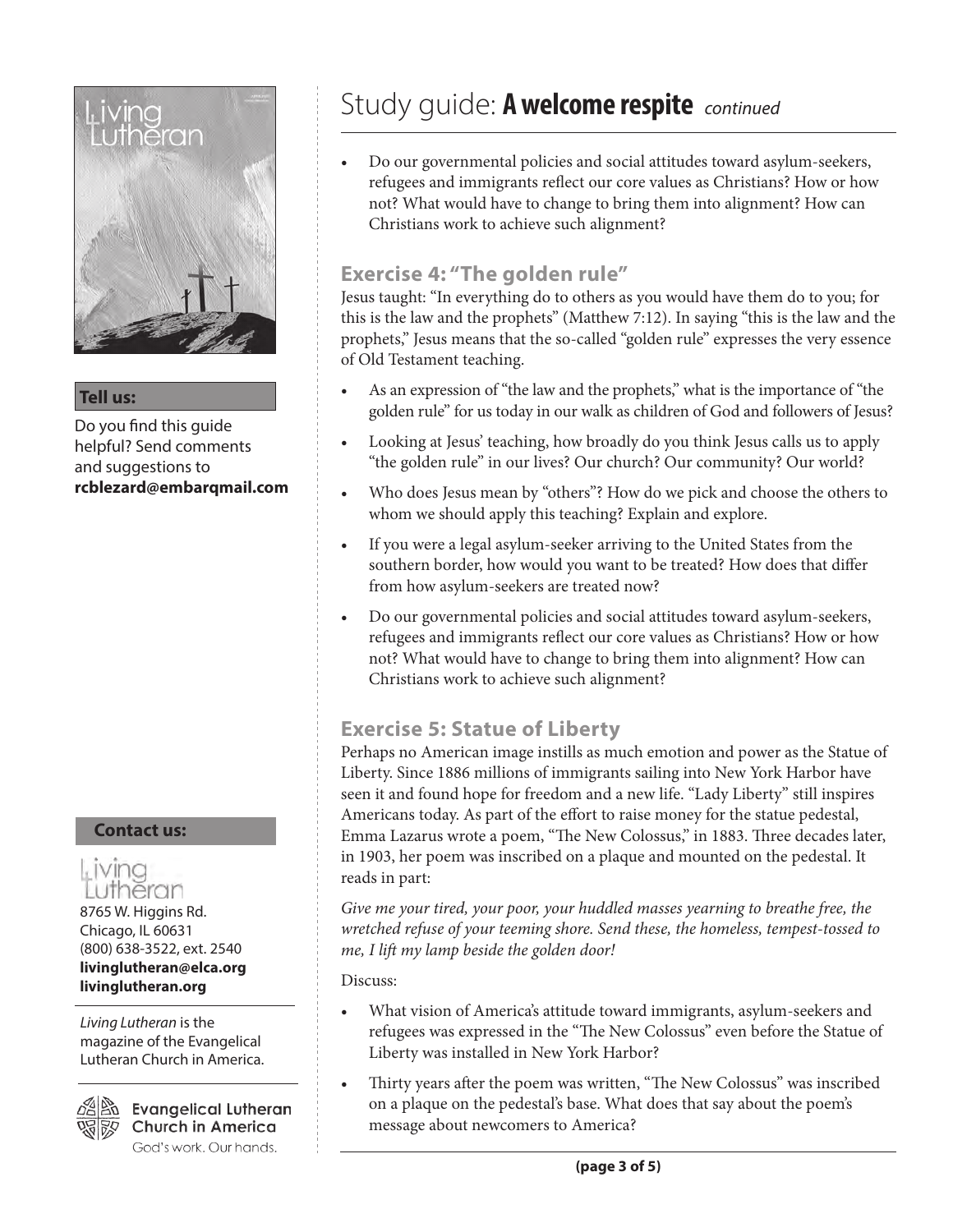# Study guide: **A welcome respite** *continued*

- Do our governmental policies and social attitudes toward asylum-seekers, refugees and immigrants reflect our core values as Christians? How or how not? What would have to change to bring them into alignment? How can Christians work to achieve such alignment?

## Exercise 4: "The golden rule"

Jesus taught: "In everything do to others as you would have them do to you; for this is the law and the prophets" (Matthew 7:12). In saying "this is the law and the prophets," Jesus means that the so-called "golden rule" expresses the very essence of Old Testament teaching.

- As an expression of "the law and the prophets," what is the importance of "the golden rule" for us today in our walk as children of God and followers of Jesus?
- Looking at Jesus' teaching, how broadly do you think Jesus calls us to apply "the golden rule" in our lives? Our church? Our community? Our world?
- Who does Jesus mean by "others"? How do we pick and choose the others to whom we should apply this teaching? Explain and explore.
- If you were a legal asylum-seeker arriving to the United States from the southern border, how would you want to be treated? How does that differ from how asylum-seekers are treated now?
- Do our governmental policies and social attitudes toward asylum-seekers, refugees and immigrants reflect our core values as Christians? How or how not? What would have to change to bring them into alignment? How can Christians work to achieve such alignment?

## Exercise 5: Statue of Liberty

Perhaps no American image instills as much emotion and power as the Statue of Liberty. Since 1886 millions of immigrants sailing into New York Harbor have seen it and found hope for freedom and a new life. "Lady Liberty" still inspires Americans today. As part of the effort to raise money for the statue pedestal, Emma Lazarus wrote a poem, "The New Colossus," in 1883. Three decades later, in 1903, her poem was inscribed on a plaque and mounted on the pedestal. It reads in part:

*Give me your tired, your poor, your huddled masses yearning to breathe free, the wretched refuse of your teeming shore. Send these, the homeless, tempest-tossed to me, I lift my lamp beside the golden door!*

Discuss:

- What vision of America's attitude toward immigrants, asylum-seekers and refugees was expressed in the "The New Colossus" even before the Statue of Liberty was installed in New York Harbor?
- Thirty years after the poem was written, "The New Colossus" was inscribed on a plaque on the pedestal's base. What does that say about the poem's message about newcomers to America?

**Tell us:**

Do you find this guide helpful? Send comments and suggestions to **rcblezard@embarqmail.com**

**Contact us:**

Living Lutheran
8765 W. Higgins Rd.
Chicago, IL 60631
(800) 638-3522, ext. 2540
**livinglutheran@elca.org**
**livinglutheran.org**

*Living Lutheran* is the magazine of the Evangelical Lutheran Church in America.

Evangelical Lutheran Church in America
God's work. Our hands.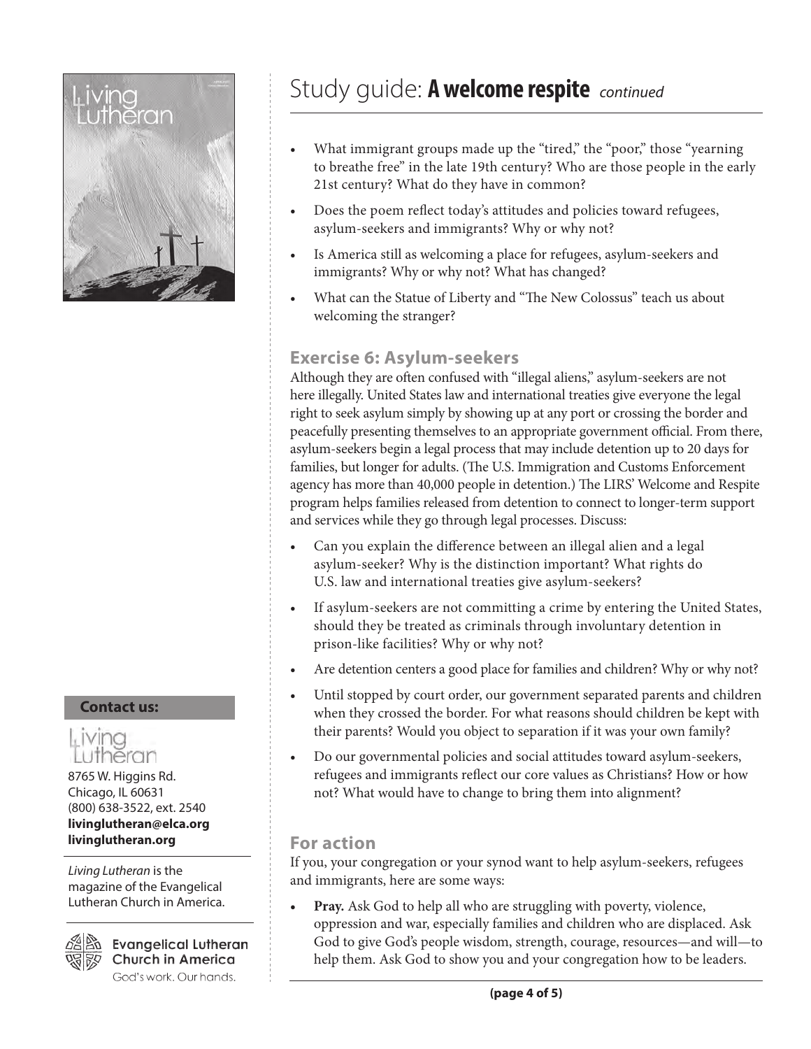# Study guide: **A welcome respite** *continued*

- What immigrant groups made up the "tired," the "poor," those "yearning to breathe free" in the late 19th century? Who are those people in the early 21st century? What do they have in common?
- Does the poem reflect today's attitudes and policies toward refugees, asylum-seekers and immigrants? Why or why not?
- Is America still as welcoming a place for refugees, asylum-seekers and immigrants? Why or why not? What has changed?
- What can the Statue of Liberty and "The New Colossus" teach us about welcoming the stranger?

## Exercise 6: Asylum-seekers

Although they are often confused with "illegal aliens," asylum-seekers are not here illegally. United States law and international treaties give everyone the legal right to seek asylum simply by showing up at any port or crossing the border and peacefully presenting themselves to an appropriate government official. From there, asylum-seekers begin a legal process that may include detention up to 20 days for families, but longer for adults. (The U.S. Immigration and Customs Enforcement agency has more than 40,000 people in detention.) The LIRS' Welcome and Respite program helps families released from detention to connect to longer-term support and services while they go through legal processes. Discuss:

- Can you explain the difference between an illegal alien and a legal asylum-seeker? Why is the distinction important? What rights do U.S. law and international treaties give asylum-seekers?
- If asylum-seekers are not committing a crime by entering the United States, should they be treated as criminals through involuntary detention in prison-like facilities? Why or why not?
- Are detention centers a good place for families and children? Why or why not?
- Until stopped by court order, our government separated parents and children when they crossed the border. For what reasons should children be kept with their parents? Would you object to separation if it was your own family?
- Do our governmental policies and social attitudes toward asylum-seekers, refugees and immigrants reflect our core values as Christians? How or how not? What would have to change to bring them into alignment?

## For action

If you, your congregation or your synod want to help asylum-seekers, refugees and immigrants, here are some ways:

- **Pray.** Ask God to help all who are struggling with poverty, violence, oppression and war, especially families and children who are displaced. Ask God to give God's people wisdom, strength, courage, resources—and will—to help them. Ask God to show you and your congregation how to be leaders.

**Contact us:**

Living Lutheran
8765 W. Higgins Rd.
Chicago, IL 60631
(800) 638-3522, ext. 2540
**livinglutheran@elca.org**
**livinglutheran.org**

*Living Lutheran* is the magazine of the Evangelical Lutheran Church in America.

Evangelical Lutheran Church in America
God's work. Our hands.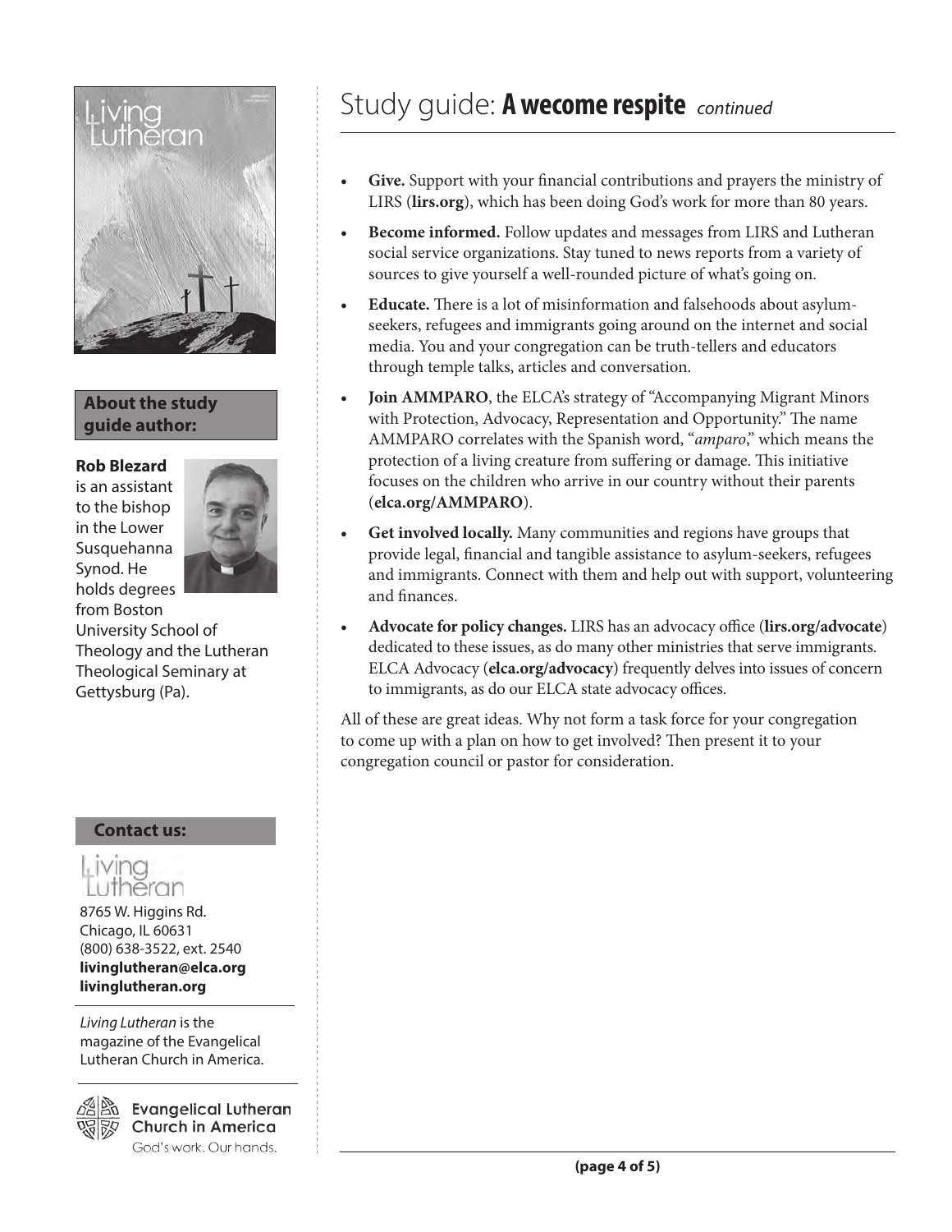# Study guide: **A wecome respite** *continued*

- **Give.** Support with your financial contributions and prayers the ministry of LIRS (**lirs.org**), which has been doing God's work for more than 80 years.
- **Become informed.** Follow updates and messages from LIRS and Lutheran social service organizations. Stay tuned to news reports from a variety of sources to give yourself a well-rounded picture of what's going on.
- **Educate.** There is a lot of misinformation and falsehoods about asylum-seekers, refugees and immigrants going around on the internet and social media. You and your congregation can be truth-tellers and educators through temple talks, articles and conversation.
- **Join AMMPARO**, the ELCA's strategy of "Accompanying Migrant Minors with Protection, Advocacy, Representation and Opportunity." The name AMMPARO correlates with the Spanish word, "*amparo*," which means the protection of a living creature from suffering or damage. This initiative focuses on the children who arrive in our country without their parents (**elca.org/AMMPARO**).
- **Get involved locally.** Many communities and regions have groups that provide legal, financial and tangible assistance to asylum-seekers, refugees and immigrants. Connect with them and help out with support, volunteering and finances.
- **Advocate for policy changes.** LIRS has an advocacy office (**lirs.org/advocate**) dedicated to these issues, as do many other ministries that serve immigrants. ELCA Advocacy (**elca.org/advocacy**) frequently delves into issues of concern to immigrants, as do our ELCA state advocacy offices.

All of these are great ideas. Why not form a task force for your congregation to come up with a plan on how to get involved? Then present it to your congregation council or pastor for consideration.

**About the study guide author:**

**Rob Blezard** is an assistant to the bishop in the Lower Susquehanna Synod. He holds degrees from Boston University School of Theology and the Lutheran Theological Seminary at Gettysburg (Pa).

**Contact us:**

Living Lutheran
8765 W. Higgins Rd.
Chicago, IL 60631
(800) 638-3522, ext. 2540
**livinglutheran@elca.org**
**livinglutheran.org**

*Living Lutheran* is the magazine of the Evangelical Lutheran Church in America.

Evangelical Lutheran Church in America
God's work. Our hands.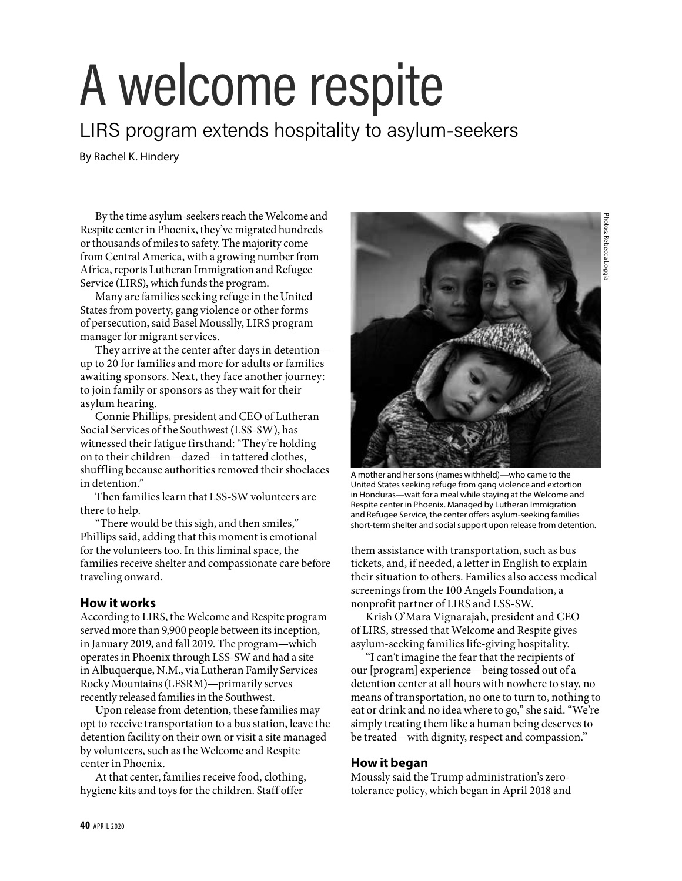# A welcome respite

## LIRS program extends hospitality to asylum-seekers

By Rachel K. Hindery

By the time asylum-seekers reach the Welcome and Respite center in Phoenix, they've migrated hundreds or thousands of miles to safety. The majority come from Central America, with a growing number from Africa, reports Lutheran Immigration and Refugee Service (LIRS), which funds the program.

Many are families seeking refuge in the United States from poverty, gang violence or other forms of persecution, said Basel Mousslly, LIRS program manager for migrant services.

They arrive at the center after days in detention—up to 20 for families and more for adults or families awaiting sponsors. Next, they face another journey: to join family or sponsors as they wait for their asylum hearing.

Connie Phillips, president and CEO of Lutheran Social Services of the Southwest (LSS-SW), has witnessed their fatigue firsthand: "They're holding on to their children—dazed—in tattered clothes, shuffling because authorities removed their shoelaces in detention."

Then families learn that LSS-SW volunteers are there to help.

"There would be this sigh, and then smiles," Phillips said, adding that this moment is emotional for the volunteers too. In this liminal space, the families receive shelter and compassionate care before traveling onward.

Photos: Rebecca Loggia

A mother and her sons (names withheld)—who came to the United States seeking refuge from gang violence and extortion in Honduras—wait for a meal while staying at the Welcome and Respite center in Phoenix. Managed by Lutheran Immigration and Refugee Service, the center offers asylum-seeking families short-term shelter and social support upon release from detention.

### How it works

According to LIRS, the Welcome and Respite program served more than 9,900 people between its inception, in January 2019, and fall 2019. The program—which operates in Phoenix through LSS-SW and had a site in Albuquerque, N.M., via Lutheran Family Services Rocky Mountains (LFSRM)—primarily serves recently released families in the Southwest.

Upon release from detention, these families may opt to receive transportation to a bus station, leave the detention facility on their own or visit a site managed by volunteers, such as the Welcome and Respite center in Phoenix.

At that center, families receive food, clothing, hygiene kits and toys for the children. Staff offer them assistance with transportation, such as bus tickets, and, if needed, a letter in English to explain their situation to others. Families also access medical screenings from the 100 Angels Foundation, a nonprofit partner of LIRS and LSS-SW.

Krish O'Mara Vignarajah, president and CEO of LIRS, stressed that Welcome and Respite gives asylum-seeking families life-giving hospitality.

"I can't imagine the fear that the recipients of our [program] experience—being tossed out of a detention center at all hours with nowhere to stay, no means of transportation, no one to turn to, nothing to eat or drink and no idea where to go," she said. "We're simply treating them like a human being deserves to be treated—with dignity, respect and compassion."

### How it began

Moussly said the Trump administration's zero-tolerance policy, which began in April 2018 and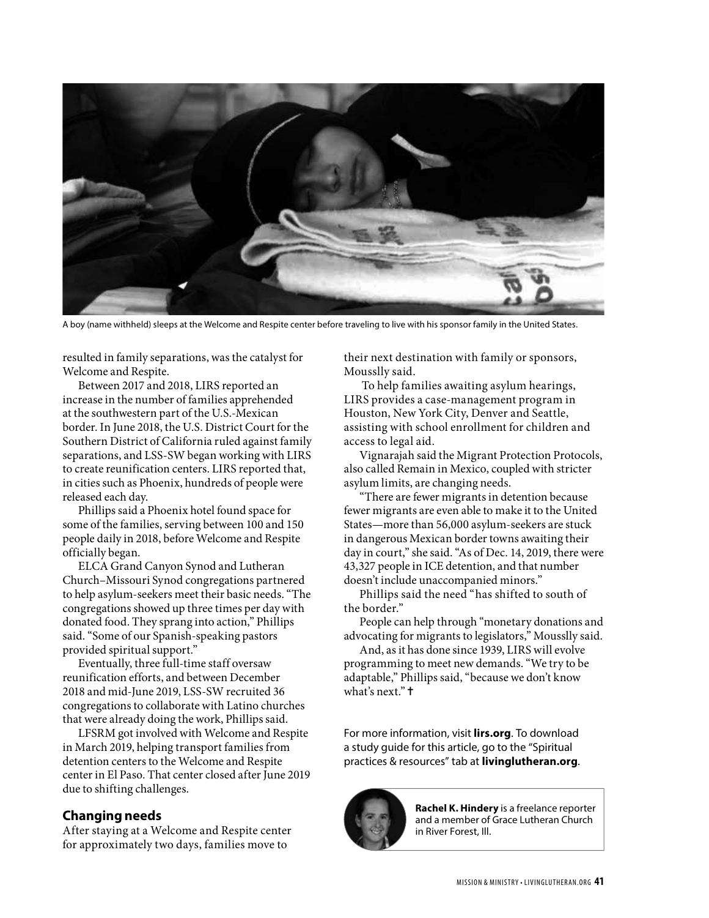A boy (name withheld) sleeps at the Welcome and Respite center before traveling to live with his sponsor family in the United States.

resulted in family separations, was the catalyst for Welcome and Respite.

Between 2017 and 2018, LIRS reported an increase in the number of families apprehended at the southwestern part of the U.S.-Mexican border. In June 2018, the U.S. District Court for the Southern District of California ruled against family separations, and LSS-SW began working with LIRS to create reunification centers. LIRS reported that, in cities such as Phoenix, hundreds of people were released each day.

Phillips said a Phoenix hotel found space for some of the families, serving between 100 and 150 people daily in 2018, before Welcome and Respite officially began.

ELCA Grand Canyon Synod and Lutheran Church–Missouri Synod congregations partnered to help asylum-seekers meet their basic needs. "The congregations showed up three times per day with donated food. They sprang into action," Phillips said. "Some of our Spanish-speaking pastors provided spiritual support."

Eventually, three full-time staff oversaw reunification efforts, and between December 2018 and mid-June 2019, LSS-SW recruited 36 congregations to collaborate with Latino churches that were already doing the work, Phillips said.

LFSRM got involved with Welcome and Respite in March 2019, helping transport families from detention centers to the Welcome and Respite center in El Paso. That center closed after June 2019 due to shifting challenges.

## Changing needs

After staying at a Welcome and Respite center for approximately two days, families move to their next destination with family or sponsors, Mousslly said.

To help families awaiting asylum hearings, LIRS provides a case-management program in Houston, New York City, Denver and Seattle, assisting with school enrollment for children and access to legal aid.

Vignarajah said the Migrant Protection Protocols, also called Remain in Mexico, coupled with stricter asylum limits, are changing needs.

"There are fewer migrants in detention because fewer migrants are even able to make it to the United States—more than 56,000 asylum-seekers are stuck in dangerous Mexican border towns awaiting their day in court," she said. "As of Dec. 14, 2019, there were 43,327 people in ICE detention, and that number doesn't include unaccompanied minors."

Phillips said the need "has shifted to south of the border."

People can help through "monetary donations and advocating for migrants to legislators," Mousslly said.

And, as it has done since 1939, LIRS will evolve programming to meet new demands. "We try to be adaptable," Phillips said, "because we don't know what's next." ✝

For more information, visit **lirs.org**. To download a study guide for this article, go to the "Spiritual practices & resources" tab at **livinglutheran.org**.

**Rachel K. Hindery** is a freelance reporter and a member of Grace Lutheran Church in River Forest, Ill.